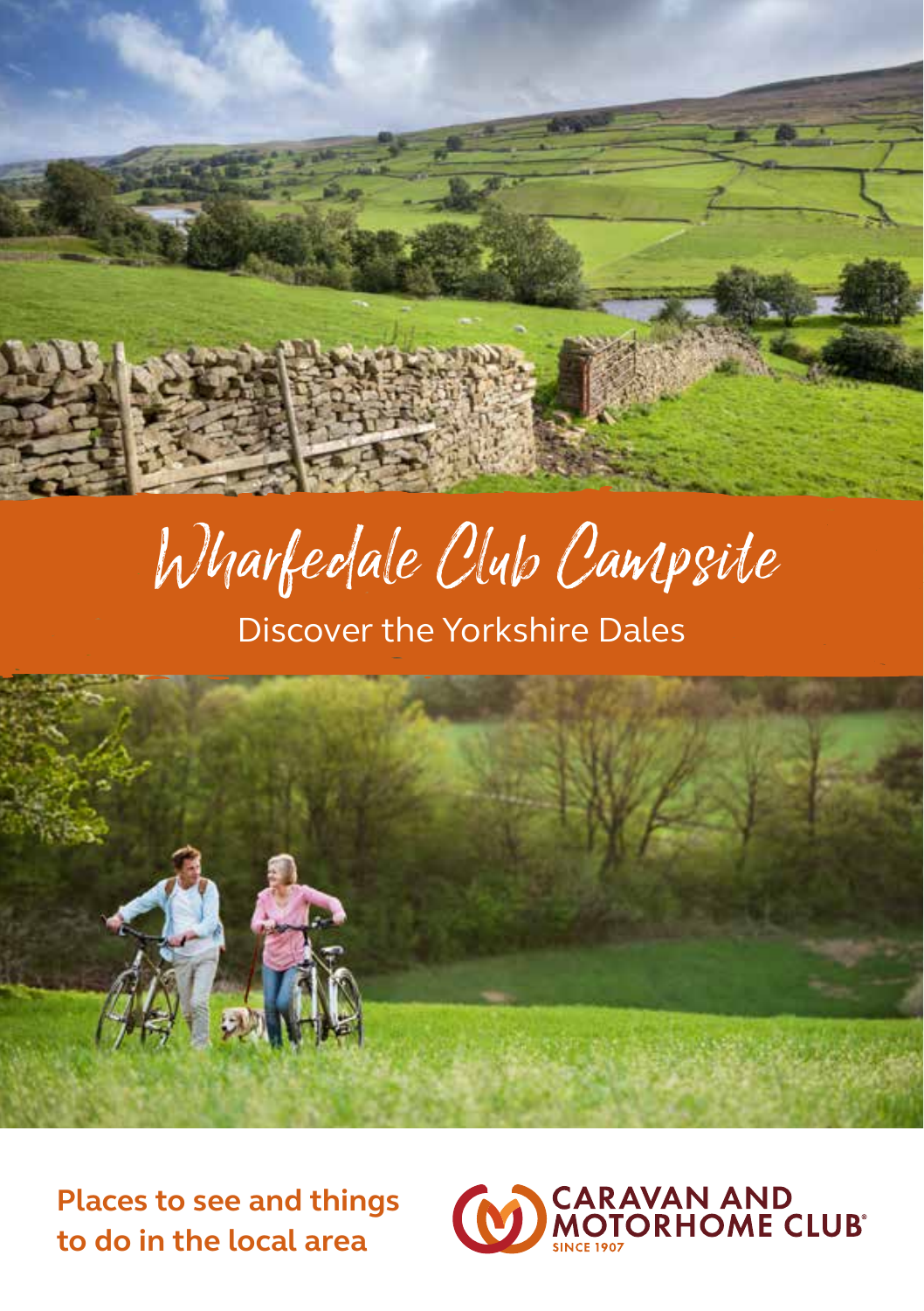# Wharfedale Club Campsite

## Discover the Yorkshire Dales

**Places to see and things to do in the local area**

CARAVAN AND MOTORHOME CLUB®
SINCE 1907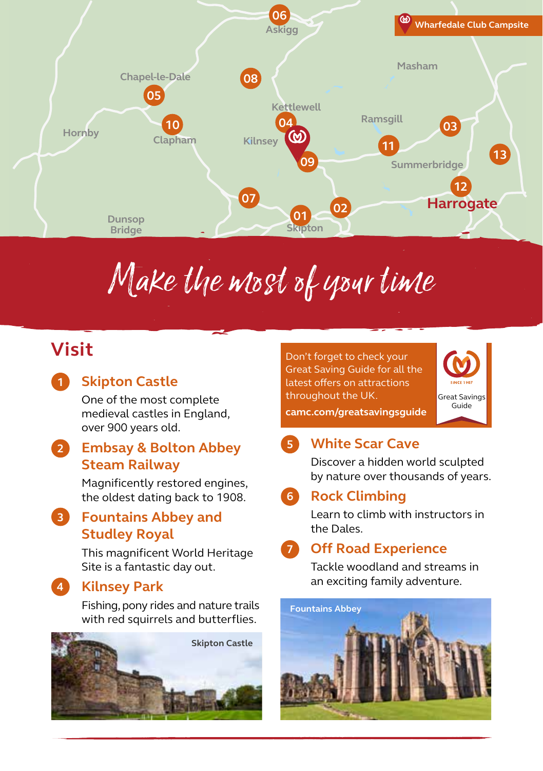# Make the most of your time

## Visit

### 1 Skipton Castle

One of the most complete medieval castles in England, over 900 years old.

### 2 Embsay & Bolton Abbey Steam Railway

Magnificently restored engines, the oldest dating back to 1908.

### 3 Fountains Abbey and Studley Royal

This magnificent World Heritage Site is a fantastic day out.

### 4 Kilnsey Park

Fishing, pony rides and nature trails with red squirrels and butterflies.

Skipton Castle

Don't forget to check your Great Saving Guide for all the latest offers on attractions throughout the UK.

**camc.com/greatsavingsguide**

Great Savings Guide

### 5 White Scar Cave

Discover a hidden world sculpted by nature over thousands of years.

### 6 Rock Climbing

Learn to climb with instructors in the Dales.

### 7 Off Road Experience

Tackle woodland and streams in an exciting family adventure.

Fountains Abbey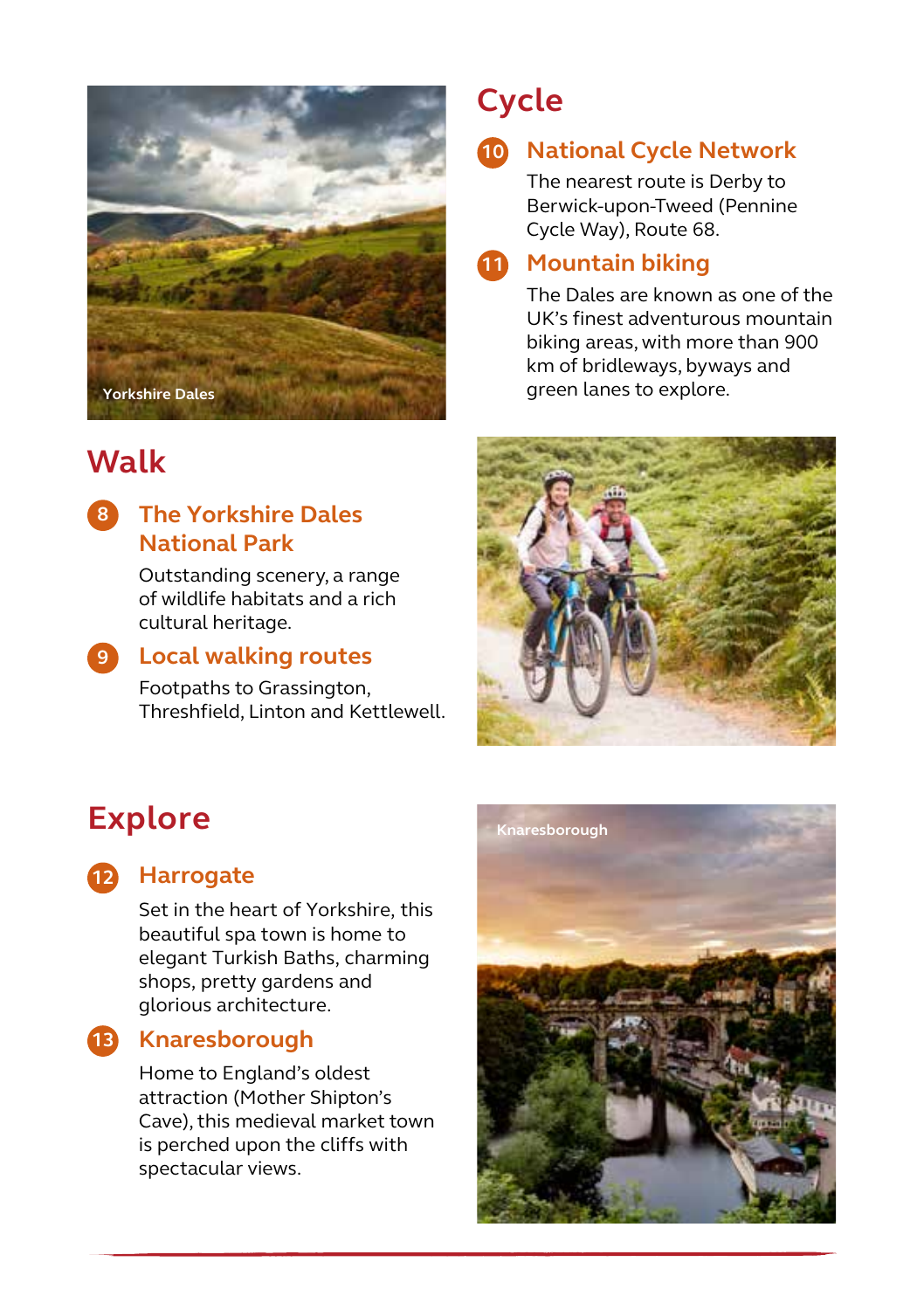Yorkshire Dales

## Cycle

### 10 National Cycle Network

The nearest route is Derby to Berwick-upon-Tweed (Pennine Cycle Way), Route 68.

### 11 Mountain biking

The Dales are known as one of the UK's finest adventurous mountain biking areas, with more than 900 km of bridleways, byways and green lanes to explore.

## Walk

### 8 The Yorkshire Dales National Park

Outstanding scenery, a range of wildlife habitats and a rich cultural heritage.

### 9 Local walking routes

Footpaths to Grassington, Threshfield, Linton and Kettlewell.

## Explore

### 12 Harrogate

Set in the heart of Yorkshire, this beautiful spa town is home to elegant Turkish Baths, charming shops, pretty gardens and glorious architecture.

### 13 Knaresborough

Home to England's oldest attraction (Mother Shipton's Cave), this medieval market town is perched upon the cliffs with spectacular views.

Knaresborough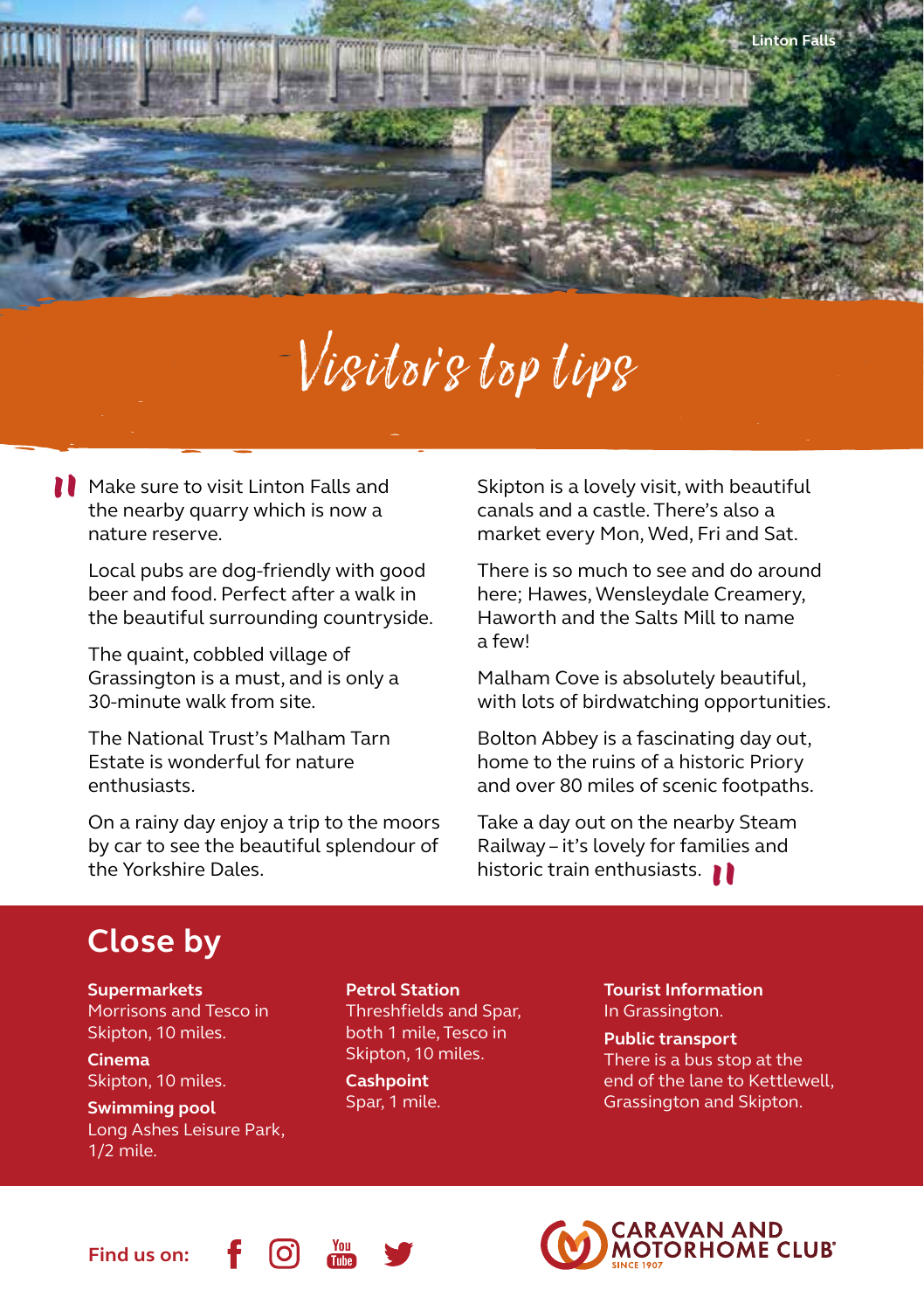Linton Falls

# Visitor's top tips

"Make sure to visit Linton Falls and the nearby quarry which is now a nature reserve.

Local pubs are dog-friendly with good beer and food. Perfect after a walk in the beautiful surrounding countryside.

The quaint, cobbled village of Grassington is a must, and is only a 30-minute walk from site.

The National Trust's Malham Tarn Estate is wonderful for nature enthusiasts.

On a rainy day enjoy a trip to the moors by car to see the beautiful splendour of the Yorkshire Dales.

Skipton is a lovely visit, with beautiful canals and a castle. There's also a market every Mon, Wed, Fri and Sat.

There is so much to see and do around here; Hawes, Wensleydale Creamery, Haworth and the Salts Mill to name a few!

Malham Cove is absolutely beautiful, with lots of birdwatching opportunities.

Bolton Abbey is a fascinating day out, home to the ruins of a historic Priory and over 80 miles of scenic footpaths.

Take a day out on the nearby Steam Railway – it's lovely for families and historic train enthusiasts."

## Close by

**Supermarkets**
Morrisons and Tesco in Skipton, 10 miles.

**Cinema**
Skipton, 10 miles.

**Swimming pool**
Long Ashes Leisure Park, 1/2 mile.

**Petrol Station**
Threshfields and Spar, both 1 mile, Tesco in Skipton, 10 miles.

**Cashpoint**
Spar, 1 mile.

**Tourist Information**
In Grassington.

**Public transport**
There is a bus stop at the end of the lane to Kettlewell, Grassington and Skipton.

**Find us on:**

CARAVAN AND MOTORHOME CLUB SINCE 1907